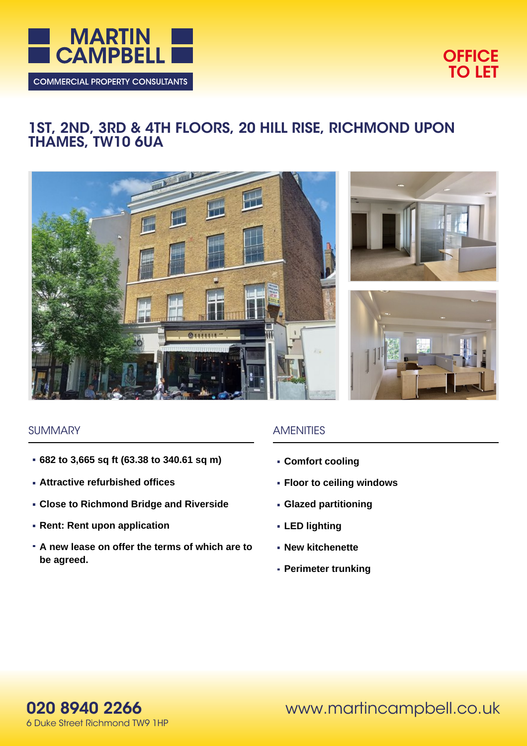MARTIN CAMPBELL

COMMERCIAL PROPERTY CONSULTANTS

**OFFICE TO LET**

# 1ST, 2ND, 3RD & 4TH FLOORS, 20 HILL RISE, RICHMOND UPON THAMES, TW10 6UA

## SUMMARY

- **682 to 3,665 sq ft (63.38 to 340.61 sq m)**
- **Attractive refurbished offices**
- **Close to Richmond Bridge and Riverside**
- **Rent: Rent upon application**
- **A new lease on offer the terms of which are to be agreed.**

## AMENITIES

- **Comfort cooling**
- **Floor to ceiling windows**
- **Glazed partitioning**
- **LED lighting**
- **New kitchenette**
- **Perimeter trunking**

**020 8940 2266**
6 Duke Street Richmond TW9 1HP

www.martincampbell.co.uk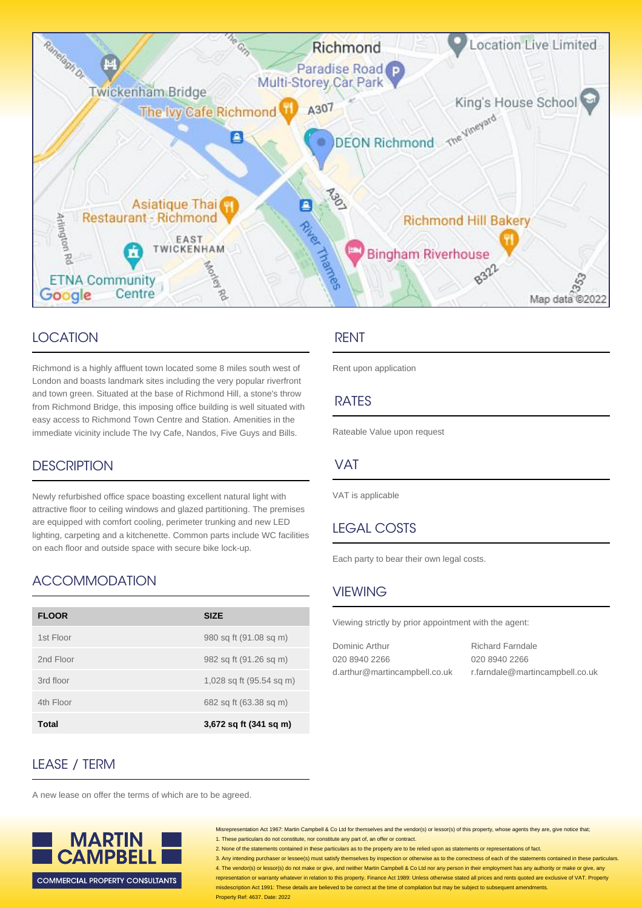## LOCATION

Richmond is a highly affluent town located some 8 miles south west of London and boasts landmark sites including the very popular riverfront and town green. Situated at the base of Richmond Hill, a stone's throw from Richmond Bridge, this imposing office building is well situated with easy access to Richmond Town Centre and Station. Amenities in the immediate vicinity include The Ivy Cafe, Nandos, Five Guys and Bills.

## DESCRIPTION

Newly refurbished office space boasting excellent natural light with attractive floor to ceiling windows and glazed partitioning. The premises are equipped with comfort cooling, perimeter trunking and new LED lighting, carpeting and a kitchenette. Common parts include WC facilities on each floor and outside space with secure bike lock-up.

## ACCOMMODATION

| FLOOR | SIZE |
|---|---|
| 1st Floor | 980 sq ft (91.08 sq m) |
| 2nd Floor | 982 sq ft (91.26 sq m) |
| 3rd floor | 1,028 sq ft (95.54 sq m) |
| 4th Floor | 682 sq ft (63.38 sq m) |
| **Total** | **3,672 sq ft (341 sq m)** |

## LEASE / TERM

A new lease on offer the terms of which are to be agreed.

## RENT

Rent upon application

## RATES

Rateable Value upon request

## VAT

VAT is applicable

## LEGAL COSTS

Each party to bear their own legal costs.

## VIEWING

Viewing strictly by prior appointment with the agent:

Dominic Arthur
020 8940 2266
d.arthur@martincampbell.co.uk

Richard Farndale
020 8940 2266
r.farndale@martincampbell.co.uk

**MARTIN CAMPBELL**
COMMERCIAL PROPERTY CONSULTANTS

Misrepresentation Act 1967: Martin Campbell & Co Ltd for themselves and the vendor(s) or lessor(s) of this property, whose agents they are, give notice that;
1. These particulars do not constitute, nor constitute any part of, an offer or contract.
2. None of the statements contained in these particulars as to the property are to be relied upon as statements or representations of fact.
3. Any intending purchaser or lessee(s) must satisfy themselves by inspection or otherwise as to the correctness of each of the statements contained in these particulars.
4. The vendor(s) or lessor(s) do not make or give, and neither Martin Campbell & Co Ltd nor any person in their employment has any authority or make or give, any representation or warranty whatever in relation to this property. Finance Act 1989: Unless otherwise stated all prices and rents quoted are exclusive of VAT. Property misdescription Act 1991: These details are believed to be correct at the time of compilation but may be subject to subsequent amendments.
Property Ref: 4637. Date: 2022